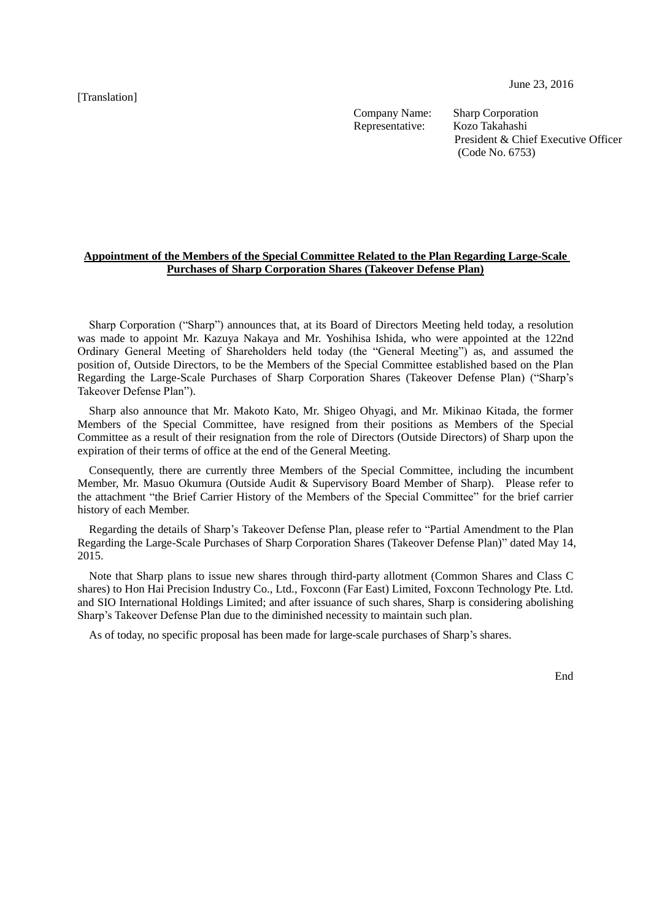[Translation]

June 23, 2016

Company Name: Sharp Corporation
Representative: Kozo Takahashi
President & Chief Executive Officer
(Code No. 6753)

**Appointment of the Members of the Special Committee Related to the Plan Regarding Large-Scale Purchases of Sharp Corporation Shares (Takeover Defense Plan)**

Sharp Corporation ("Sharp") announces that, at its Board of Directors Meeting held today, a resolution was made to appoint Mr. Kazuya Nakaya and Mr. Yoshihisa Ishida, who were appointed at the 122nd Ordinary General Meeting of Shareholders held today (the "General Meeting") as, and assumed the position of, Outside Directors, to be the Members of the Special Committee established based on the Plan Regarding the Large-Scale Purchases of Sharp Corporation Shares (Takeover Defense Plan) ("Sharp's Takeover Defense Plan").

Sharp also announce that Mr. Makoto Kato, Mr. Shigeo Ohyagi, and Mr. Mikinao Kitada, the former Members of the Special Committee, have resigned from their positions as Members of the Special Committee as a result of their resignation from the role of Directors (Outside Directors) of Sharp upon the expiration of their terms of office at the end of the General Meeting.

Consequently, there are currently three Members of the Special Committee, including the incumbent Member, Mr. Masuo Okumura (Outside Audit & Supervisory Board Member of Sharp). Please refer to the attachment "the Brief Carrier History of the Members of the Special Committee" for the brief carrier history of each Member.

Regarding the details of Sharp's Takeover Defense Plan, please refer to "Partial Amendment to the Plan Regarding the Large-Scale Purchases of Sharp Corporation Shares (Takeover Defense Plan)" dated May 14, 2015.

Note that Sharp plans to issue new shares through third-party allotment (Common Shares and Class C shares) to Hon Hai Precision Industry Co., Ltd., Foxconn (Far East) Limited, Foxconn Technology Pte. Ltd. and SIO International Holdings Limited; and after issuance of such shares, Sharp is considering abolishing Sharp's Takeover Defense Plan due to the diminished necessity to maintain such plan.

As of today, no specific proposal has been made for large-scale purchases of Sharp's shares.

End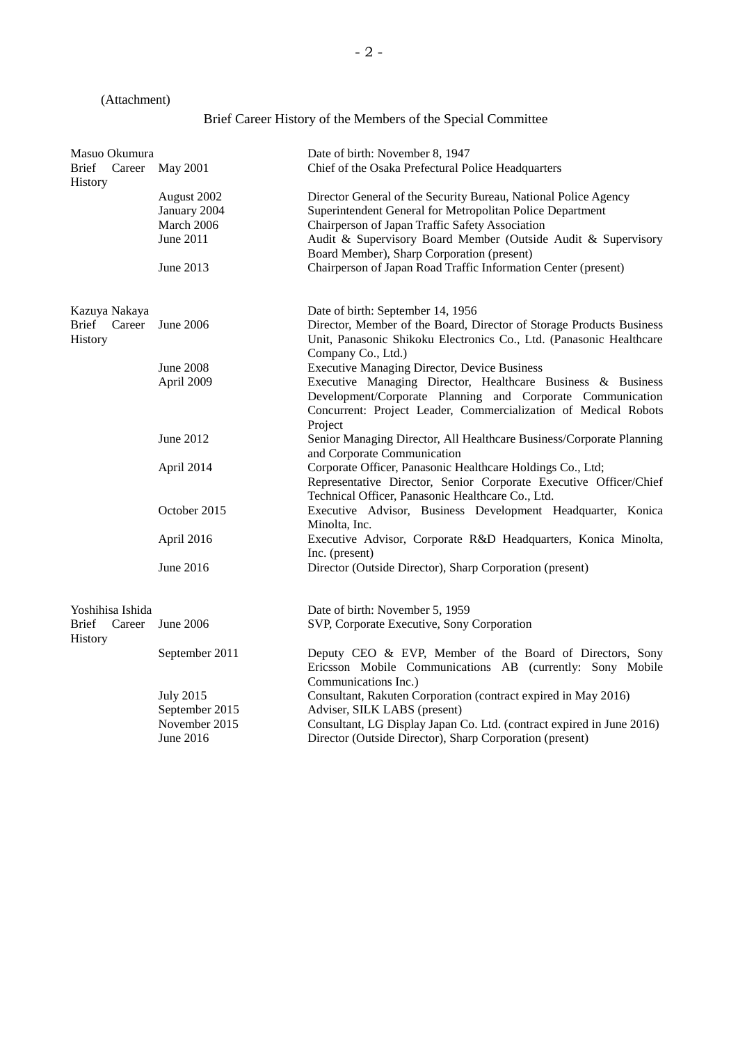(Attachment)

## Brief Career History of the Members of the Special Committee

**Masuo Okumura** Date of birth: November 8, 1947

| Brief Career History | | |
|---|---|---|
| | May 2001 | Chief of the Osaka Prefectural Police Headquarters |
| | August 2002 | Director General of the Security Bureau, National Police Agency |
| | January 2004 | Superintendent General for Metropolitan Police Department |
| | March 2006 | Chairperson of Japan Traffic Safety Association |
| | June 2011 | Audit & Supervisory Board Member (Outside Audit & Supervisory Board Member), Sharp Corporation (present) |
| | June 2013 | Chairperson of Japan Road Traffic Information Center (present) |

**Kazuya Nakaya** Date of birth: September 14, 1956

| Brief Career History | | |
|---|---|---|
| | June 2006 | Director, Member of the Board, Director of Storage Products Business Unit, Panasonic Shikoku Electronics Co., Ltd. (Panasonic Healthcare Company Co., Ltd.) |
| | June 2008 | Executive Managing Director, Device Business |
| | April 2009 | Executive Managing Director, Healthcare Business & Business Development/Corporate Planning and Corporate Communication Concurrent: Project Leader, Commercialization of Medical Robots Project |
| | June 2012 | Senior Managing Director, All Healthcare Business/Corporate Planning and Corporate Communication |
| | April 2014 | Corporate Officer, Panasonic Healthcare Holdings Co., Ltd; Representative Director, Senior Corporate Executive Officer/Chief Technical Officer, Panasonic Healthcare Co., Ltd. |
| | October 2015 | Executive Advisor, Business Development Headquarter, Konica Minolta, Inc. |
| | April 2016 | Executive Advisor, Corporate R&D Headquarters, Konica Minolta, Inc. (present) |
| | June 2016 | Director (Outside Director), Sharp Corporation (present) |

**Yoshihisa Ishida** Date of birth: November 5, 1959

| Brief Career History | | |
|---|---|---|
| | June 2006 | SVP, Corporate Executive, Sony Corporation |
| | September 2011 | Deputy CEO & EVP, Member of the Board of Directors, Sony Ericsson Mobile Communications AB (currently: Sony Mobile Communications Inc.) |
| | July 2015 | Consultant, Rakuten Corporation (contract expired in May 2016) |
| | September 2015 | Adviser, SILK LABS (present) |
| | November 2015 | Consultant, LG Display Japan Co. Ltd. (contract expired in June 2016) |
| | June 2016 | Director (Outside Director), Sharp Corporation (present) |